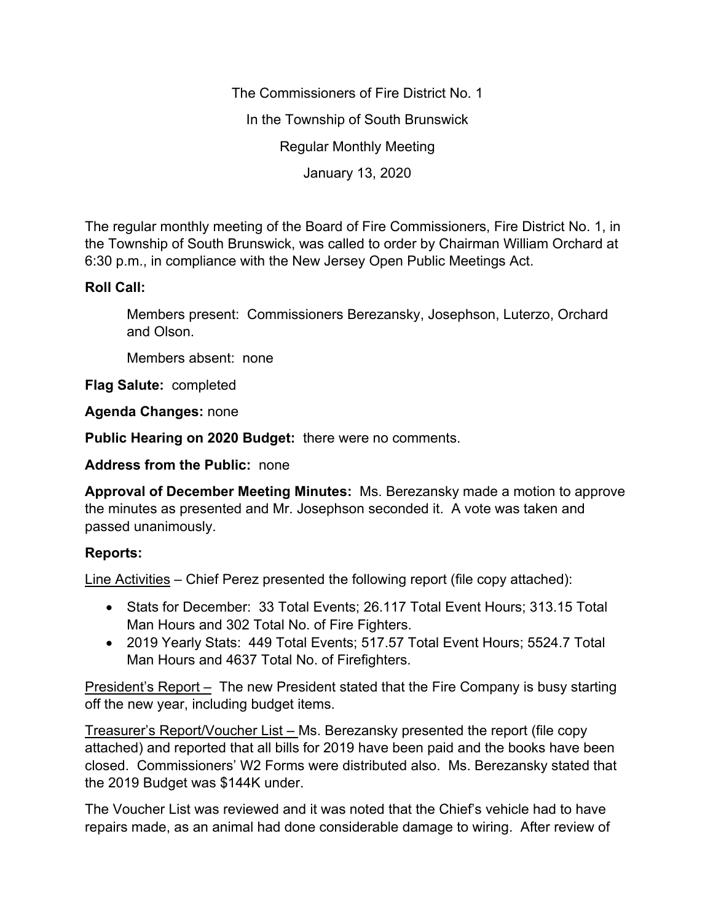The Commissioners of Fire District No. 1

In the Township of South Brunswick

Regular Monthly Meeting

January 13, 2020

The regular monthly meeting of the Board of Fire Commissioners, Fire District No. 1, in the Township of South Brunswick, was called to order by Chairman William Orchard at 6:30 p.m., in compliance with the New Jersey Open Public Meetings Act.

**Roll Call:**

Members present: Commissioners Berezansky, Josephson, Luterzo, Orchard and Olson.

Members absent: none

**Flag Salute:** completed

**Agenda Changes:** none

**Public Hearing on 2020 Budget:** there were no comments.

**Address from the Public:** none

**Approval of December Meeting Minutes:** Ms. Berezansky made a motion to approve the minutes as presented and Mr. Josephson seconded it. A vote was taken and passed unanimously.

**Reports:**

Line Activities – Chief Perez presented the following report (file copy attached):

- Stats for December: 33 Total Events; 26.117 Total Event Hours; 313.15 Total Man Hours and 302 Total No. of Fire Fighters.
- 2019 Yearly Stats: 449 Total Events; 517.57 Total Event Hours; 5524.7 Total Man Hours and 4637 Total No. of Firefighters.

President's Report – The new President stated that the Fire Company is busy starting off the new year, including budget items.

Treasurer's Report/Voucher List – Ms. Berezansky presented the report (file copy attached) and reported that all bills for 2019 have been paid and the books have been closed. Commissioners' W2 Forms were distributed also. Ms. Berezansky stated that the 2019 Budget was $144K under.

The Voucher List was reviewed and it was noted that the Chief's vehicle had to have repairs made, as an animal had done considerable damage to wiring. After review of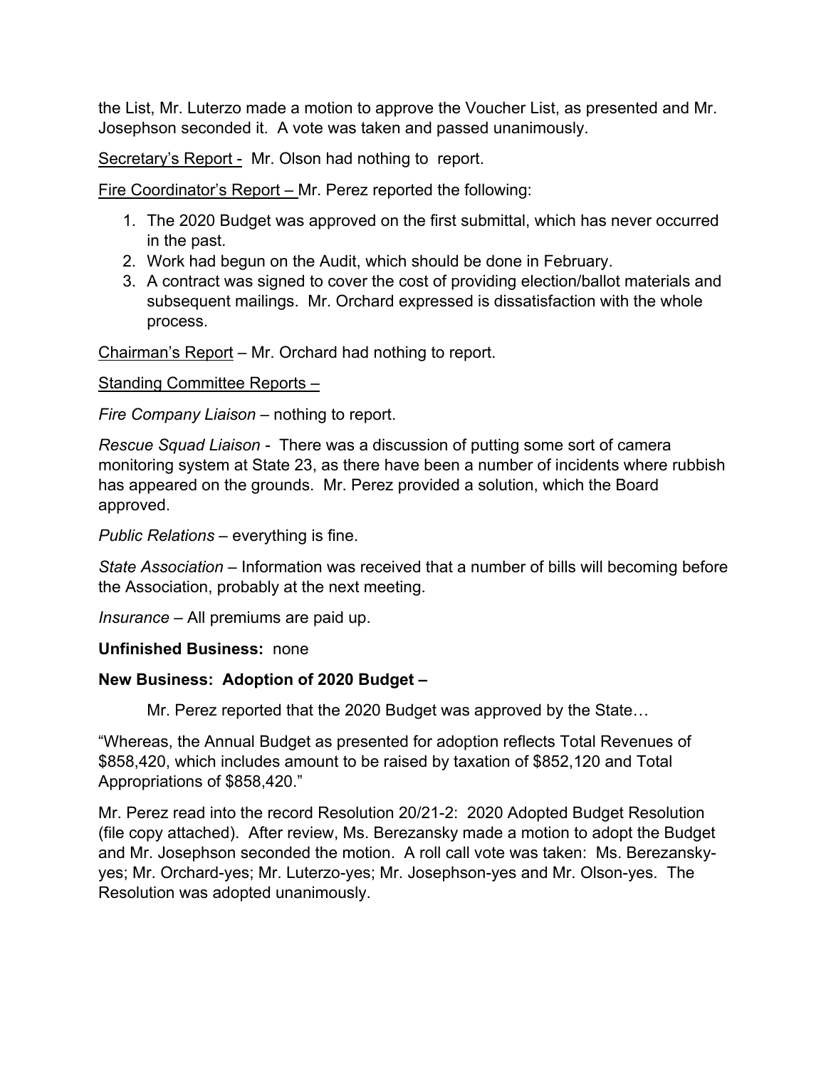the List, Mr. Luterzo made a motion to approve the Voucher List, as presented and Mr. Josephson seconded it. A vote was taken and passed unanimously.

Secretary's Report - Mr. Olson had nothing to report.

Fire Coordinator's Report – Mr. Perez reported the following:

1. The 2020 Budget was approved on the first submittal, which has never occurred in the past.
2. Work had begun on the Audit, which should be done in February.
3. A contract was signed to cover the cost of providing election/ballot materials and subsequent mailings. Mr. Orchard expressed is dissatisfaction with the whole process.

Chairman's Report – Mr. Orchard had nothing to report.

Standing Committee Reports –

*Fire Company Liaison* – nothing to report.

*Rescue Squad Liaison* - There was a discussion of putting some sort of camera monitoring system at State 23, as there have been a number of incidents where rubbish has appeared on the grounds. Mr. Perez provided a solution, which the Board approved.

*Public Relations* – everything is fine.

*State Association* – Information was received that a number of bills will becoming before the Association, probably at the next meeting.

*Insurance* – All premiums are paid up.

**Unfinished Business:** none

**New Business: Adoption of 2020 Budget –**

Mr. Perez reported that the 2020 Budget was approved by the State…

"Whereas, the Annual Budget as presented for adoption reflects Total Revenues of $858,420, which includes amount to be raised by taxation of $852,120 and Total Appropriations of $858,420."

Mr. Perez read into the record Resolution 20/21-2: 2020 Adopted Budget Resolution (file copy attached). After review, Ms. Berezansky made a motion to adopt the Budget and Mr. Josephson seconded the motion. A roll call vote was taken: Ms. Berezansky-yes; Mr. Orchard-yes; Mr. Luterzo-yes; Mr. Josephson-yes and Mr. Olson-yes. The Resolution was adopted unanimously.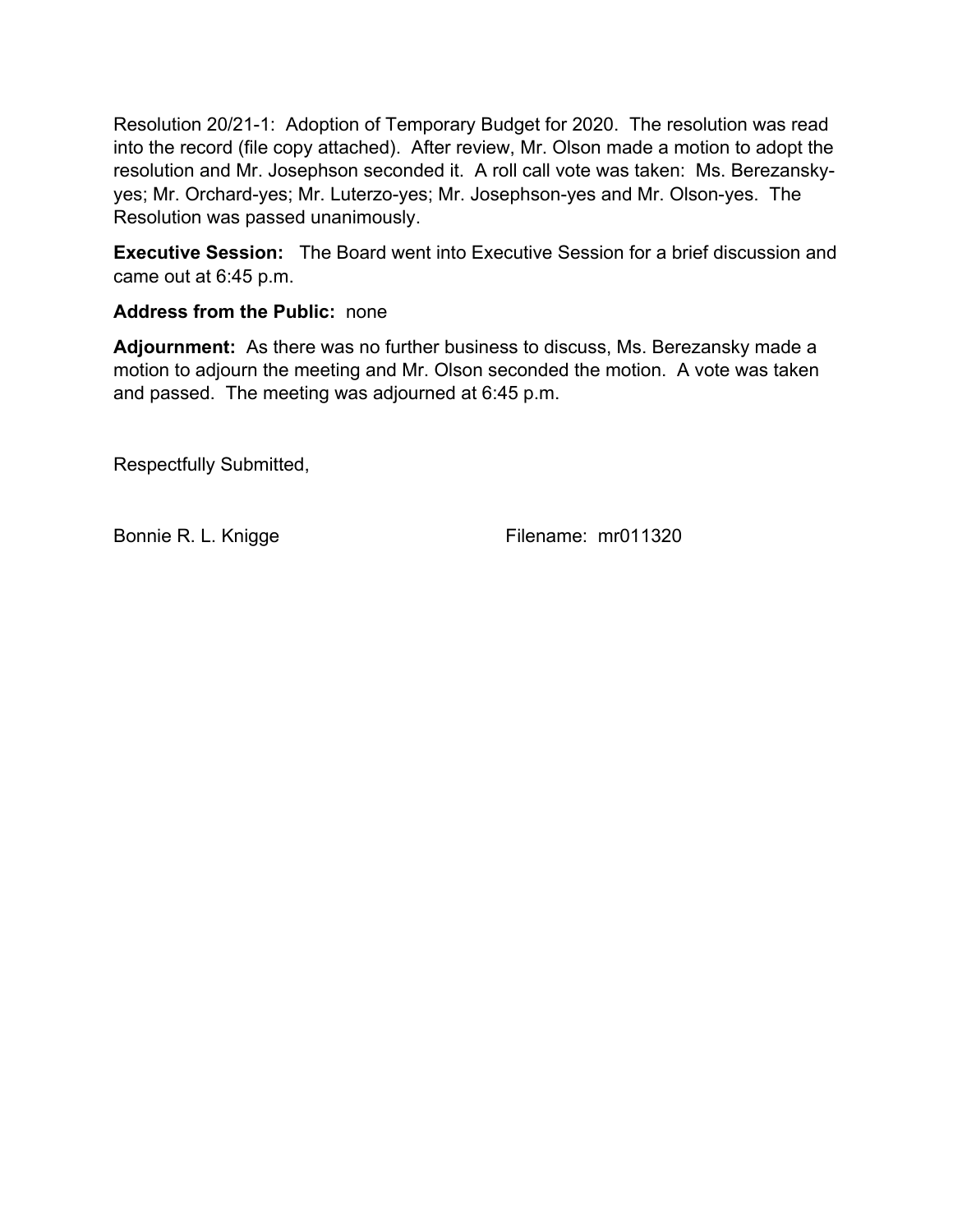Resolution 20/21-1: Adoption of Temporary Budget for 2020. The resolution was read into the record (file copy attached). After review, Mr. Olson made a motion to adopt the resolution and Mr. Josephson seconded it. A roll call vote was taken: Ms. Berezansky-yes; Mr. Orchard-yes; Mr. Luterzo-yes; Mr. Josephson-yes and Mr. Olson-yes. The Resolution was passed unanimously.

**Executive Session:** The Board went into Executive Session for a brief discussion and came out at 6:45 p.m.

**Address from the Public:** none

**Adjournment:** As there was no further business to discuss, Ms. Berezansky made a motion to adjourn the meeting and Mr. Olson seconded the motion. A vote was taken and passed. The meeting was adjourned at 6:45 p.m.

Respectfully Submitted,

Bonnie R. L. Knigge Filename: mr011320